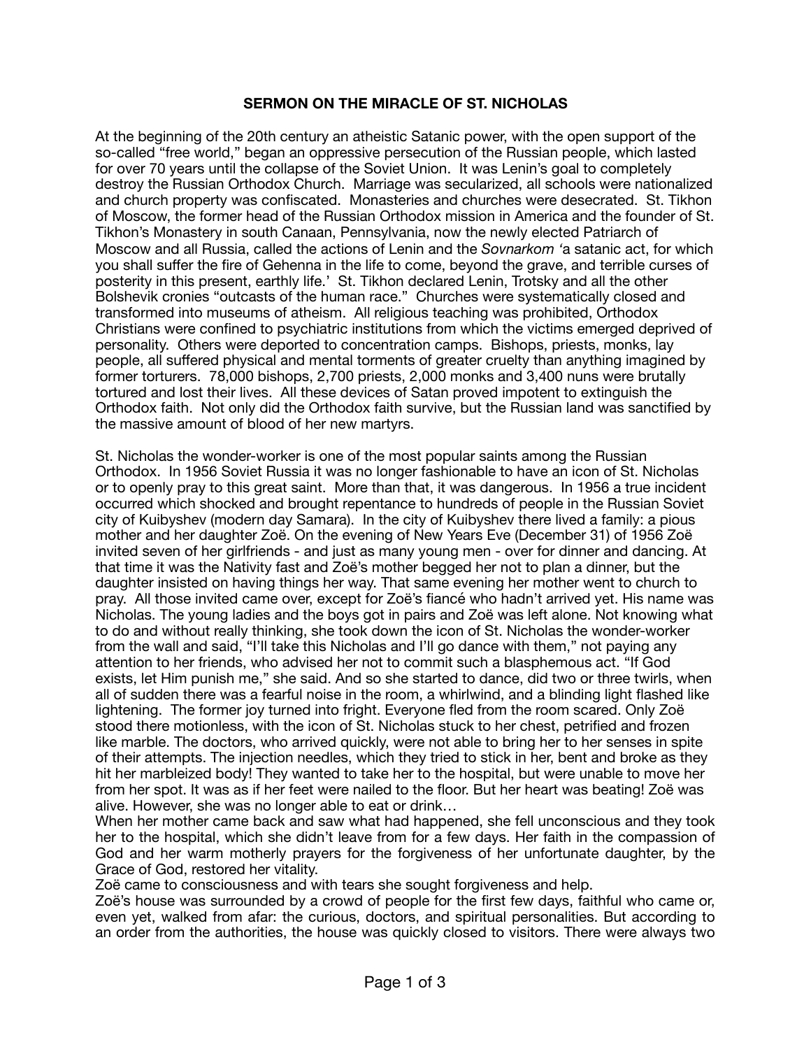# SERMON ON THE MIRACLE OF ST. NICHOLAS

At the beginning of the 20th century an atheistic Satanic power, with the open support of the so-called "free world," began an oppressive persecution of the Russian people, which lasted for over 70 years until the collapse of the Soviet Union. It was Lenin's goal to completely destroy the Russian Orthodox Church. Marriage was secularized, all schools were nationalized and church property was confiscated. Monasteries and churches were desecrated. St. Tikhon of Moscow, the former head of the Russian Orthodox mission in America and the founder of St. Tikhon's Monastery in south Canaan, Pennsylvania, now the newly elected Patriarch of Moscow and all Russia, called the actions of Lenin and the *Sovnarkom* 'a satanic act, for which you shall suffer the fire of Gehenna in the life to come, beyond the grave, and terrible curses of posterity in this present, earthly life.' St. Tikhon declared Lenin, Trotsky and all the other Bolshevik cronies "outcasts of the human race." Churches were systematically closed and transformed into museums of atheism. All religious teaching was prohibited, Orthodox Christians were confined to psychiatric institutions from which the victims emerged deprived of personality. Others were deported to concentration camps. Bishops, priests, monks, lay people, all suffered physical and mental torments of greater cruelty than anything imagined by former torturers. 78,000 bishops, 2,700 priests, 2,000 monks and 3,400 nuns were brutally tortured and lost their lives. All these devices of Satan proved impotent to extinguish the Orthodox faith. Not only did the Orthodox faith survive, but the Russian land was sanctified by the massive amount of blood of her new martyrs.

St. Nicholas the wonder-worker is one of the most popular saints among the Russian Orthodox. In 1956 Soviet Russia it was no longer fashionable to have an icon of St. Nicholas or to openly pray to this great saint. More than that, it was dangerous. In 1956 a true incident occurred which shocked and brought repentance to hundreds of people in the Russian Soviet city of Kuibyshev (modern day Samara). In the city of Kuibyshev there lived a family: a pious mother and her daughter Zoë. On the evening of New Years Eve (December 31) of 1956 Zoë invited seven of her girlfriends - and just as many young men - over for dinner and dancing. At that time it was the Nativity fast and Zoë's mother begged her not to plan a dinner, but the daughter insisted on having things her way. That same evening her mother went to church to pray. All those invited came over, except for Zoë's fiancé who hadn't arrived yet. His name was Nicholas. The young ladies and the boys got in pairs and Zoë was left alone. Not knowing what to do and without really thinking, she took down the icon of St. Nicholas the wonder-worker from the wall and said, "I'll take this Nicholas and I'll go dance with them," not paying any attention to her friends, who advised her not to commit such a blasphemous act. "If God exists, let Him punish me," she said. And so she started to dance, did two or three twirls, when all of sudden there was a fearful noise in the room, a whirlwind, and a blinding light flashed like lightening. The former joy turned into fright. Everyone fled from the room scared. Only Zoë stood there motionless, with the icon of St. Nicholas stuck to her chest, petrified and frozen like marble. The doctors, who arrived quickly, were not able to bring her to her senses in spite of their attempts. The injection needles, which they tried to stick in her, bent and broke as they hit her marbleized body! They wanted to take her to the hospital, but were unable to move her from her spot. It was as if her feet were nailed to the floor. But her heart was beating! Zoë was alive. However, she was no longer able to eat or drink…

When her mother came back and saw what had happened, she fell unconscious and they took her to the hospital, which she didn't leave from for a few days. Her faith in the compassion of God and her warm motherly prayers for the forgiveness of her unfortunate daughter, by the Grace of God, restored her vitality.

Zoë came to consciousness and with tears she sought forgiveness and help.

Zoë's house was surrounded by a crowd of people for the first few days, faithful who came or, even yet, walked from afar: the curious, doctors, and spiritual personalities. But according to an order from the authorities, the house was quickly closed to visitors. There were always two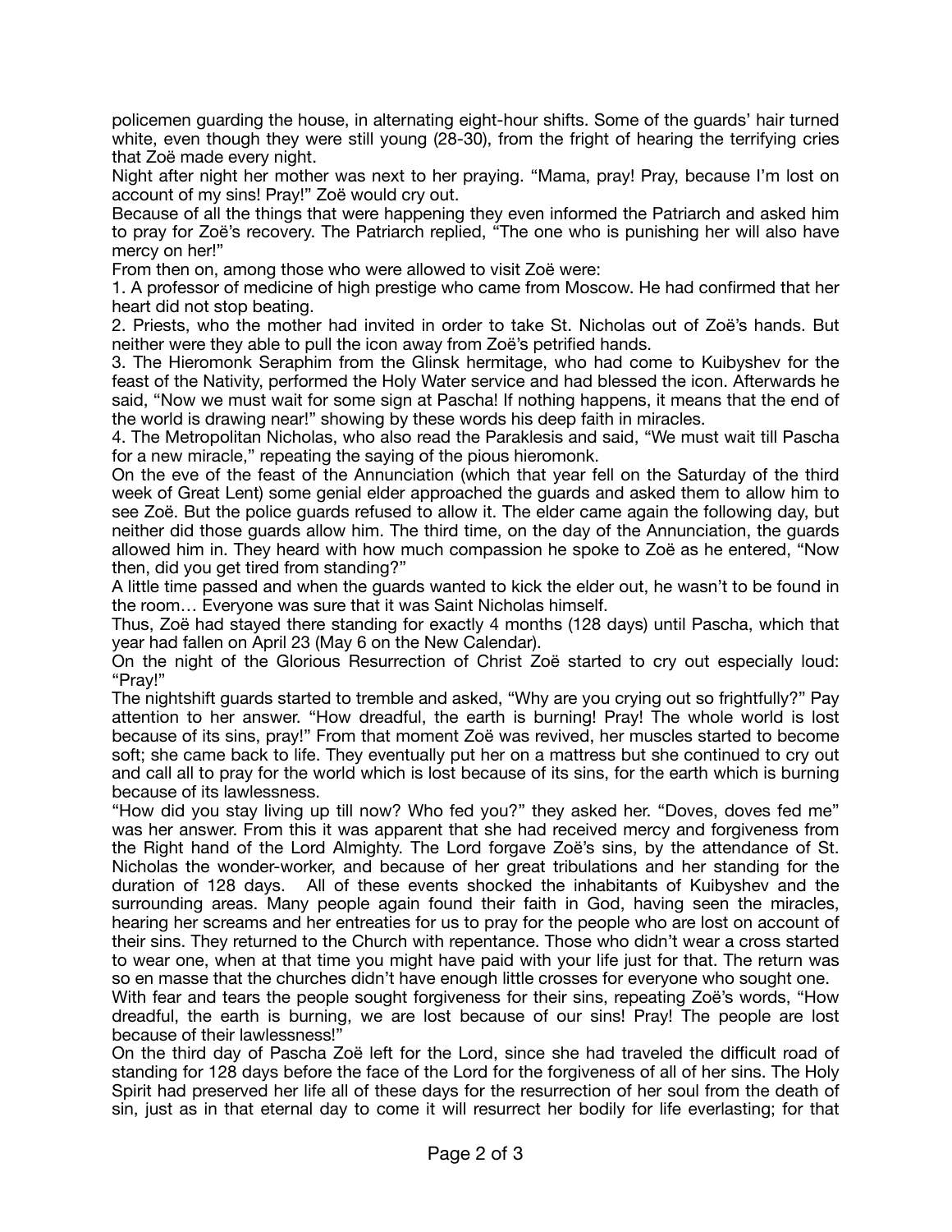policemen guarding the house, in alternating eight-hour shifts. Some of the guards' hair turned white, even though they were still young (28-30), from the fright of hearing the terrifying cries that Zoë made every night.

Night after night her mother was next to her praying. "Mama, pray! Pray, because I'm lost on account of my sins! Pray!" Zoë would cry out.

Because of all the things that were happening they even informed the Patriarch and asked him to pray for Zoë's recovery. The Patriarch replied, "The one who is punishing her will also have mercy on her!"

From then on, among those who were allowed to visit Zoë were:

1. A professor of medicine of high prestige who came from Moscow. He had confirmed that her heart did not stop beating.
2. Priests, who the mother had invited in order to take St. Nicholas out of Zoë's hands. But neither were they able to pull the icon away from Zoë's petrified hands.
3. The Hieromonk Seraphim from the Glinsk hermitage, who had come to Kuibyshev for the feast of the Nativity, performed the Holy Water service and had blessed the icon. Afterwards he said, "Now we must wait for some sign at Pascha! If nothing happens, it means that the end of the world is drawing near!" showing by these words his deep faith in miracles.
4. The Metropolitan Nicholas, who also read the Paraklesis and said, "We must wait till Pascha for a new miracle," repeating the saying of the pious hieromonk.

On the eve of the feast of the Annunciation (which that year fell on the Saturday of the third week of Great Lent) some genial elder approached the guards and asked them to allow him to see Zoë. But the police guards refused to allow it. The elder came again the following day, but neither did those guards allow him. The third time, on the day of the Annunciation, the guards allowed him in. They heard with how much compassion he spoke to Zoë as he entered, "Now then, did you get tired from standing?"

A little time passed and when the guards wanted to kick the elder out, he wasn't to be found in the room… Everyone was sure that it was Saint Nicholas himself.

Thus, Zoë had stayed there standing for exactly 4 months (128 days) until Pascha, which that year had fallen on April 23 (May 6 on the New Calendar).

On the night of the Glorious Resurrection of Christ Zoë started to cry out especially loud: "Pray!"

The nightshift guards started to tremble and asked, "Why are you crying out so frightfully?" Pay attention to her answer. "How dreadful, the earth is burning! Pray! The whole world is lost because of its sins, pray!" From that moment Zoë was revived, her muscles started to become soft; she came back to life. They eventually put her on a mattress but she continued to cry out and call all to pray for the world which is lost because of its sins, for the earth which is burning because of its lawlessness.

"How did you stay living up till now? Who fed you?" they asked her. "Doves, doves fed me" was her answer. From this it was apparent that she had received mercy and forgiveness from the Right hand of the Lord Almighty. The Lord forgave Zoë's sins, by the attendance of St. Nicholas the wonder-worker, and because of her great tribulations and her standing for the duration of 128 days. All of these events shocked the inhabitants of Kuibyshev and the surrounding areas. Many people again found their faith in God, having seen the miracles, hearing her screams and her entreaties for us to pray for the people who are lost on account of their sins. They returned to the Church with repentance. Those who didn't wear a cross started to wear one, when at that time you might have paid with your life just for that. The return was so en masse that the churches didn't have enough little crosses for everyone who sought one.

With fear and tears the people sought forgiveness for their sins, repeating Zoë's words, "How dreadful, the earth is burning, we are lost because of our sins! Pray! The people are lost because of their lawlessness!"

On the third day of Pascha Zoë left for the Lord, since she had traveled the difficult road of standing for 128 days before the face of the Lord for the forgiveness of all of her sins. The Holy Spirit had preserved her life all of these days for the resurrection of her soul from the death of sin, just as in that eternal day to come it will resurrect her bodily for life everlasting; for that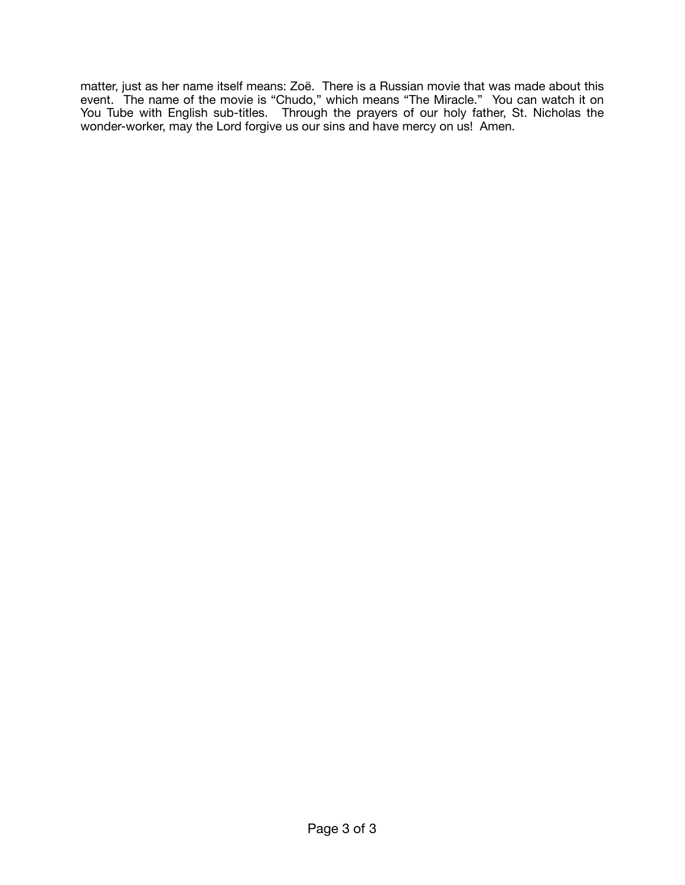matter, just as her name itself means: Zoë. There is a Russian movie that was made about this event. The name of the movie is "Chudo," which means "The Miracle." You can watch it on You Tube with English sub-titles. Through the prayers of our holy father, St. Nicholas the wonder-worker, may the Lord forgive us our sins and have mercy on us! Amen.